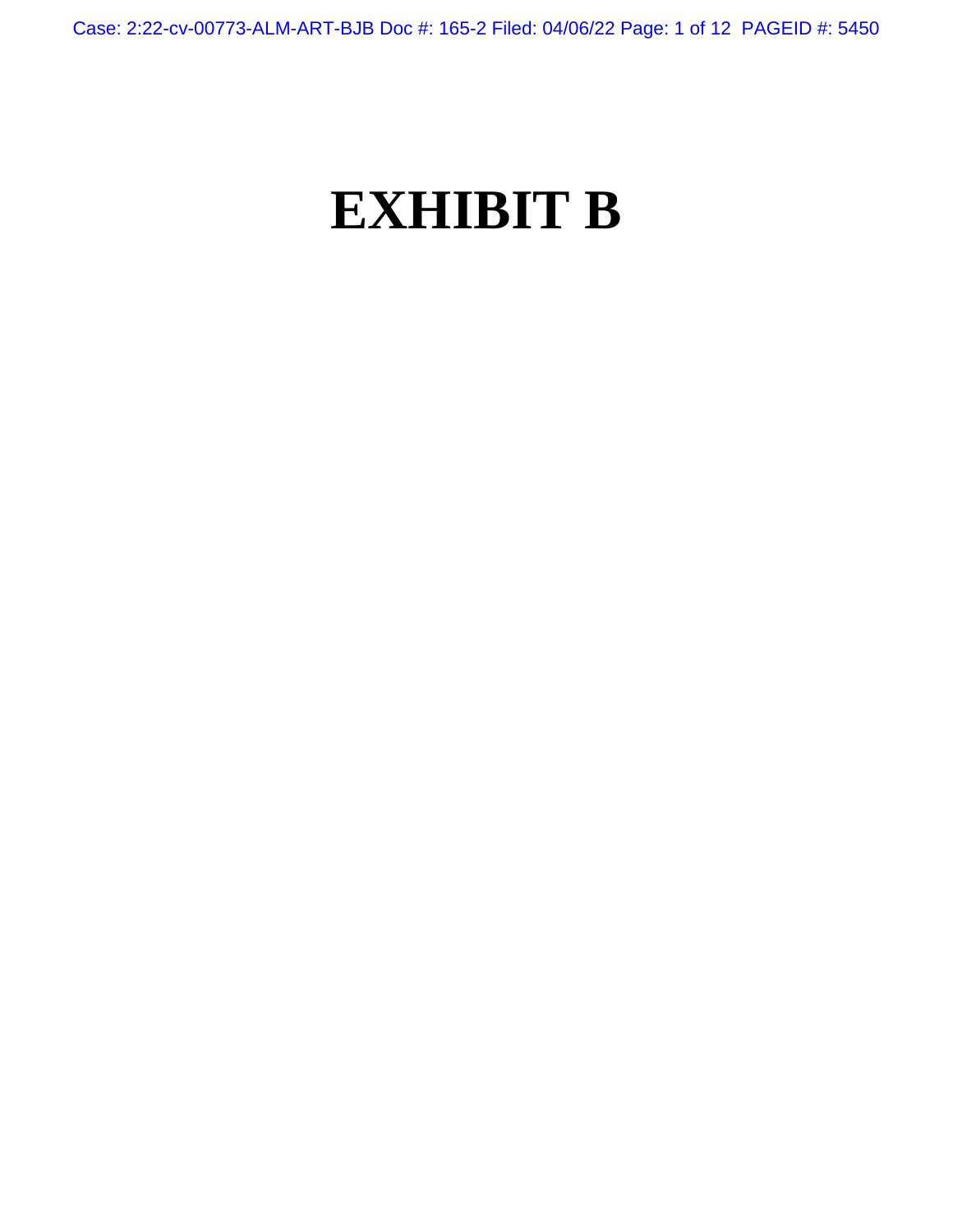# EXHIBIT B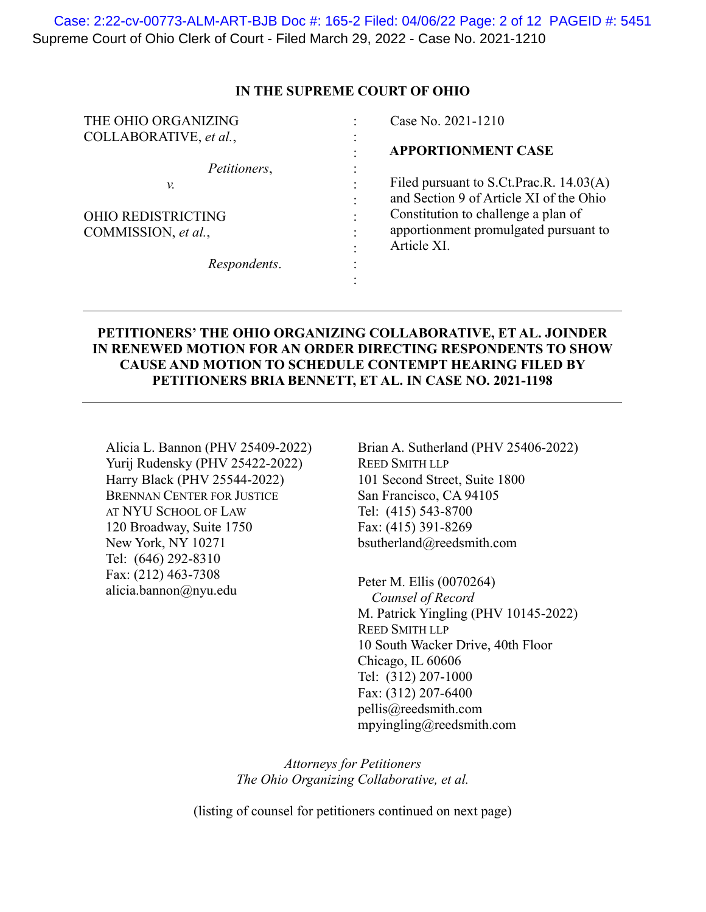**IN THE SUPREME COURT OF OHIO**

| | | |
|---|---|---|
| THE OHIO ORGANIZING COLLABORATIVE, *et al.*,<br><br>*Petitioners*,<br><br>*v.*<br><br>OHIO REDISTRICTING COMMISSION, *et al.*,<br><br>*Respondents*. | : | Case No. 2021-1210<br><br>**APPORTIONMENT CASE**<br><br>Filed pursuant to S.Ct.Prac.R. 14.03(A) and Section 9 of Article XI of the Ohio Constitution to challenge a plan of apportionment promulgated pursuant to Article XI. |

---

**PETITIONERS' THE OHIO ORGANIZING COLLABORATIVE, ET AL. JOINDER IN RENEWED MOTION FOR AN ORDER DIRECTING RESPONDENTS TO SHOW CAUSE AND MOTION TO SCHEDULE CONTEMPT HEARING FILED BY PETITIONERS BRIA BENNETT, ET AL. IN CASE NO. 2021-1198**

---

Alicia L. Bannon (PHV 25409-2022)
Yurij Rudensky (PHV 25422-2022)
Harry Black (PHV 25544-2022)
BRENNAN CENTER FOR JUSTICE AT NYU SCHOOL OF LAW
120 Broadway, Suite 1750
New York, NY 10271
Tel: (646) 292-8310
Fax: (212) 463-7308
alicia.bannon@nyu.edu

Brian A. Sutherland (PHV 25406-2022)
REED SMITH LLP
101 Second Street, Suite 1800
San Francisco, CA 94105
Tel: (415) 543-8700
Fax: (415) 391-8269
bsutherland@reedsmith.com

Peter M. Ellis (0070264)
*Counsel of Record*
M. Patrick Yingling (PHV 10145-2022)
REED SMITH LLP
10 South Wacker Drive, 40th Floor
Chicago, IL 60606
Tel: (312) 207-1000
Fax: (312) 207-6400
pellis@reedsmith.com
mpyingling@reedsmith.com

*Attorneys for Petitioners*
*The Ohio Organizing Collaborative, et al.*

(listing of counsel for petitioners continued on next page)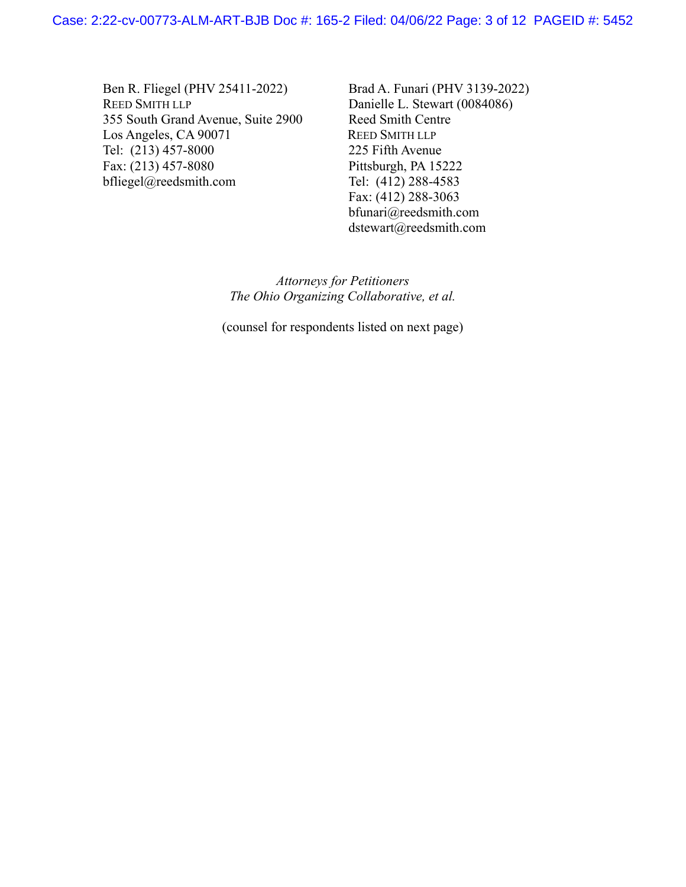Ben R. Fliegel (PHV 25411-2022)
REED SMITH LLP
355 South Grand Avenue, Suite 2900
Los Angeles, CA 90071
Tel: (213) 457-8000
Fax: (213) 457-8080
bfliegel@reedsmith.com

Brad A. Funari (PHV 3139-2022)
Danielle L. Stewart (0084086)
Reed Smith Centre
REED SMITH LLP
225 Fifth Avenue
Pittsburgh, PA 15222
Tel: (412) 288-4583
Fax: (412) 288-3063
bfunari@reedsmith.com
dstewart@reedsmith.com

*Attorneys for Petitioners*
*The Ohio Organizing Collaborative, et al.*

(counsel for respondents listed on next page)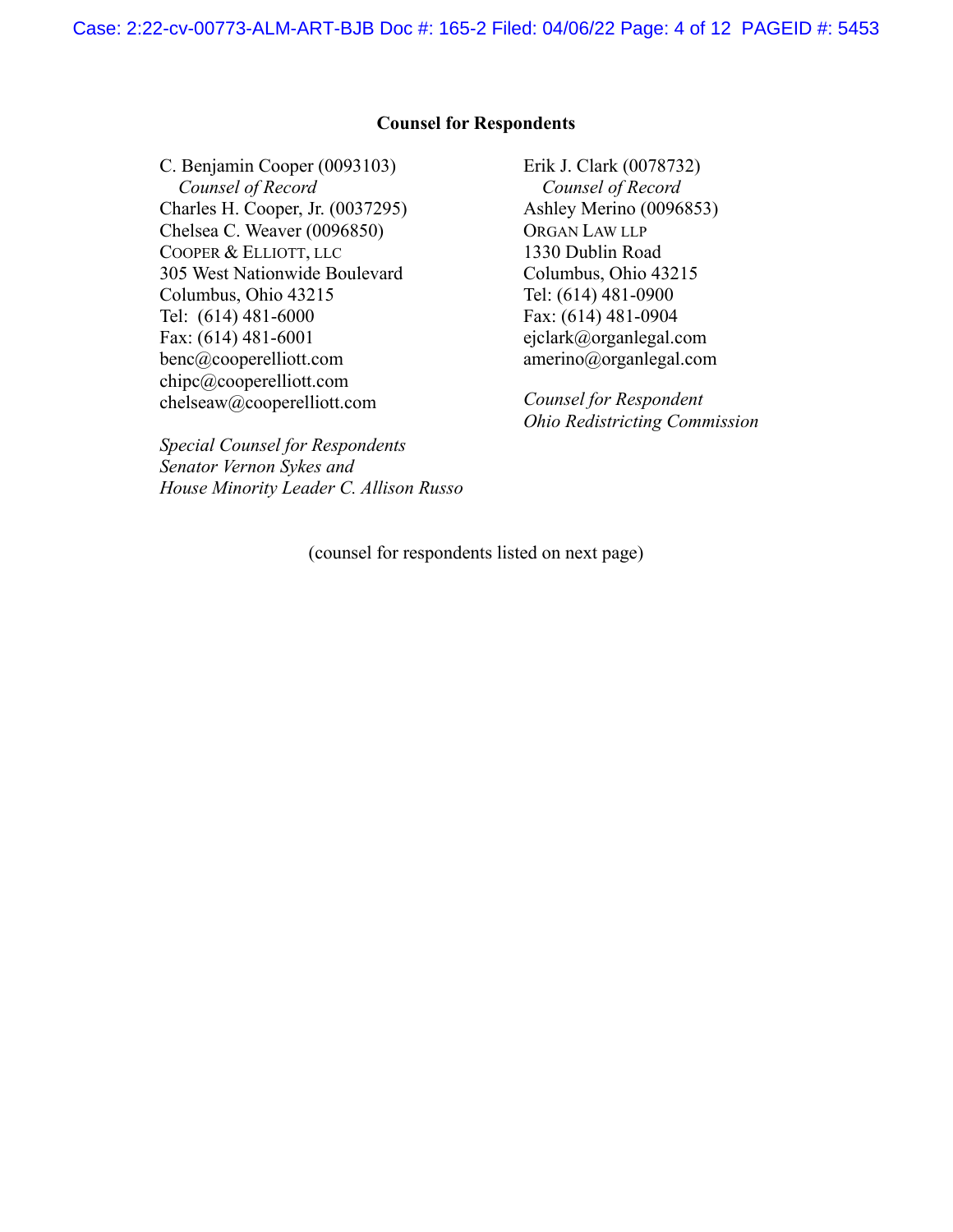**Counsel for Respondents**

C. Benjamin Cooper (0093103)
*Counsel of Record*
Charles H. Cooper, Jr. (0037295)
Chelsea C. Weaver (0096850)
COOPER & ELLIOTT, LLC
305 West Nationwide Boulevard
Columbus, Ohio 43215
Tel: (614) 481-6000
Fax: (614) 481-6001
benc@cooperelliott.com
chipc@cooperelliott.com
chelseaw@cooperelliott.com

*Special Counsel for Respondents Senator Vernon Sykes and House Minority Leader C. Allison Russo*

Erik J. Clark (0078732)
*Counsel of Record*
Ashley Merino (0096853)
ORGAN LAW LLP
1330 Dublin Road
Columbus, Ohio 43215
Tel: (614) 481-0900
Fax: (614) 481-0904
ejclark@organlegal.com
amerino@organlegal.com

*Counsel for Respondent Ohio Redistricting Commission*

(counsel for respondents listed on next page)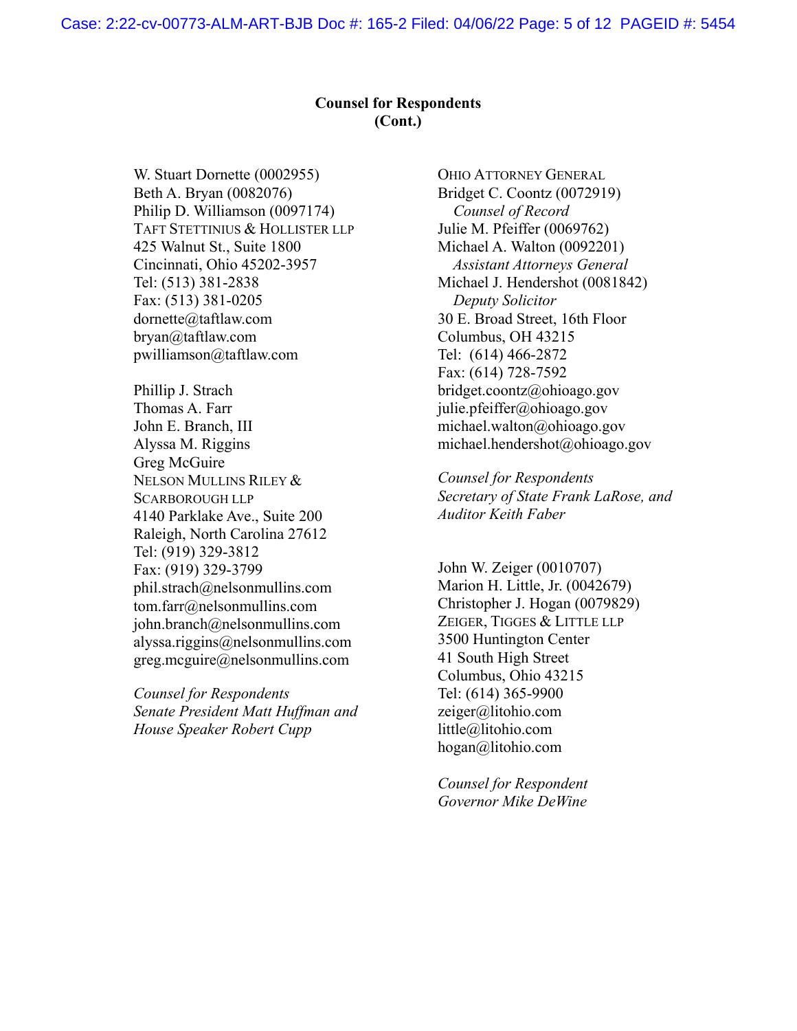**Counsel for Respondents**
**(Cont.)**

W. Stuart Dornette (0002955)
Beth A. Bryan (0082076)
Philip D. Williamson (0097174)
TAFT STETTINIUS & HOLLISTER LLP
425 Walnut St., Suite 1800
Cincinnati, Ohio 45202-3957
Tel: (513) 381-2838
Fax: (513) 381-0205
dornette@taftlaw.com
bryan@taftlaw.com
pwilliamson@taftlaw.com

Phillip J. Strach
Thomas A. Farr
John E. Branch, III
Alyssa M. Riggins
Greg McGuire
NELSON MULLINS RILEY & SCARBOROUGH LLP
4140 Parklake Ave., Suite 200
Raleigh, North Carolina 27612
Tel: (919) 329-3812
Fax: (919) 329-3799
phil.strach@nelsonmullins.com
tom.farr@nelsonmullins.com
john.branch@nelsonmullins.com
alyssa.riggins@nelsonmullins.com
greg.mcguire@nelsonmullins.com

*Counsel for Respondents*
*Senate President Matt Huffman and House Speaker Robert Cupp*

OHIO ATTORNEY GENERAL
Bridget C. Coontz (0072919)
*Counsel of Record*
Julie M. Pfeiffer (0069762)
Michael A. Walton (0092201)
*Assistant Attorneys General*
Michael J. Hendershot (0081842)
*Deputy Solicitor*
30 E. Broad Street, 16th Floor
Columbus, OH 43215
Tel: (614) 466-2872
Fax: (614) 728-7592
bridget.coontz@ohioago.gov
julie.pfeiffer@ohioago.gov
michael.walton@ohioago.gov
michael.hendershot@ohioago.gov

*Counsel for Respondents*
*Secretary of State Frank LaRose, and Auditor Keith Faber*

John W. Zeiger (0010707)
Marion H. Little, Jr. (0042679)
Christopher J. Hogan (0079829)
ZEIGER, TIGGES & LITTLE LLP
3500 Huntington Center
41 South High Street
Columbus, Ohio 43215
Tel: (614) 365-9900
zeiger@litohio.com
little@litohio.com
hogan@litohio.com

*Counsel for Respondent*
*Governor Mike DeWine*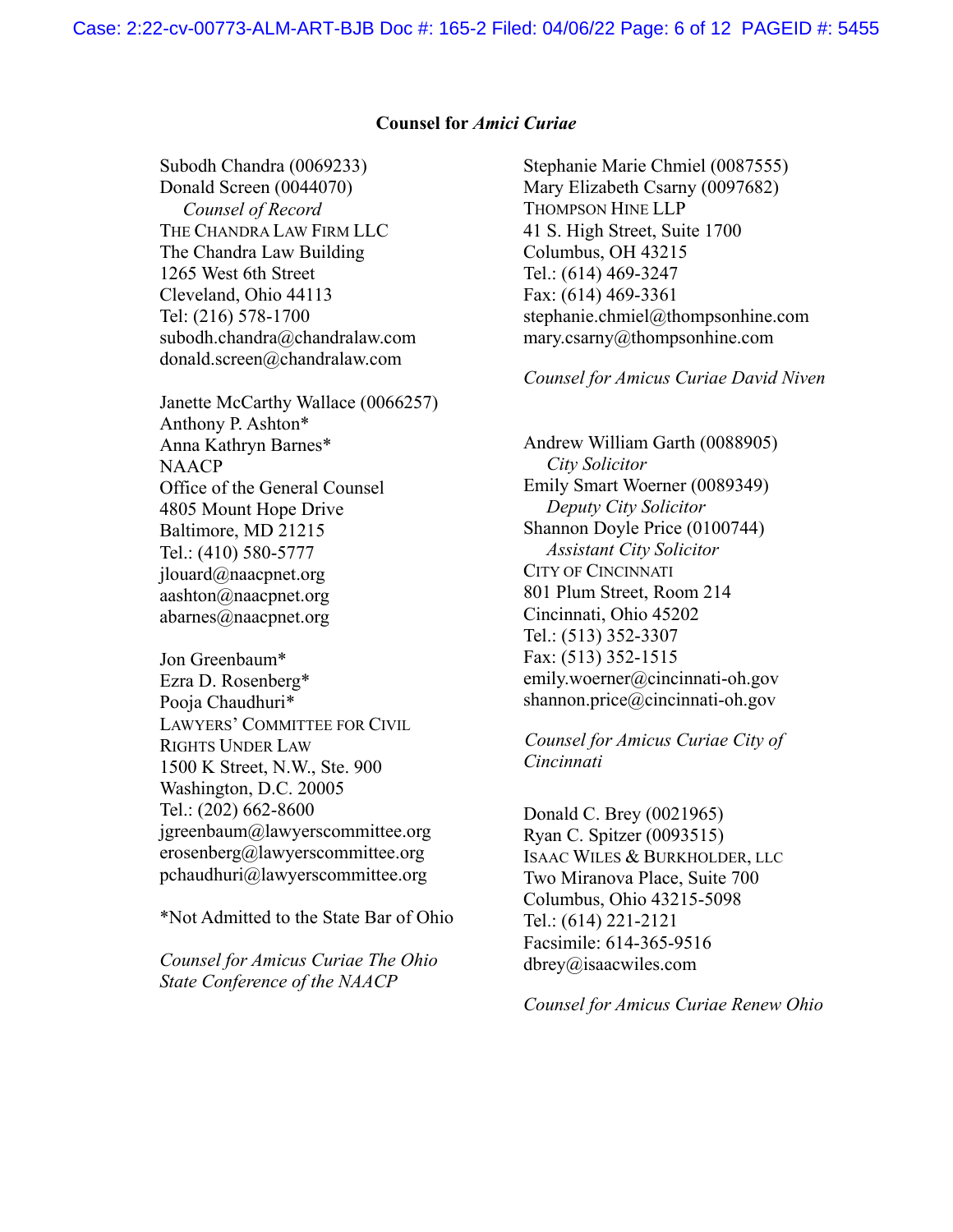**Counsel for *Amici Curiae***

Subodh Chandra (0069233)
Donald Screen (0044070)
*Counsel of Record*
THE CHANDRA LAW FIRM LLC
The Chandra Law Building
1265 West 6th Street
Cleveland, Ohio 44113
Tel: (216) 578-1700
subodh.chandra@chandralaw.com
donald.screen@chandralaw.com

Janette McCarthy Wallace (0066257)
Anthony P. Ashton*
Anna Kathryn Barnes*
NAACP
Office of the General Counsel
4805 Mount Hope Drive
Baltimore, MD 21215
Tel.: (410) 580-5777
jlouard@naacpnet.org
aashton@naacpnet.org
abarnes@naacpnet.org

Jon Greenbaum*
Ezra D. Rosenberg*
Pooja Chaudhuri*
LAWYERS' COMMITTEE FOR CIVIL RIGHTS UNDER LAW
1500 K Street, N.W., Ste. 900
Washington, D.C. 20005
Tel.: (202) 662-8600
jgreenbaum@lawyerscommittee.org
erosenberg@lawyerscommittee.org
pchaudhuri@lawyerscommittee.org

*Not Admitted to the State Bar of Ohio

*Counsel for Amicus Curiae The Ohio State Conference of the NAACP*

Stephanie Marie Chmiel (0087555)
Mary Elizabeth Csarny (0097682)
THOMPSON HINE LLP
41 S. High Street, Suite 1700
Columbus, OH 43215
Tel.: (614) 469-3247
Fax: (614) 469-3361
stephanie.chmiel@thompsonhine.com
mary.csarny@thompsonhine.com

*Counsel for Amicus Curiae David Niven*

Andrew William Garth (0088905)
*City Solicitor*
Emily Smart Woerner (0089349)
*Deputy City Solicitor*
Shannon Doyle Price (0100744)
*Assistant City Solicitor*
CITY OF CINCINNATI
801 Plum Street, Room 214
Cincinnati, Ohio 45202
Tel.: (513) 352-3307
Fax: (513) 352-1515
emily.woerner@cincinnati-oh.gov
shannon.price@cincinnati-oh.gov

*Counsel for Amicus Curiae City of Cincinnati*

Donald C. Brey (0021965)
Ryan C. Spitzer (0093515)
ISAAC WILES & BURKHOLDER, LLC
Two Miranova Place, Suite 700
Columbus, Ohio 43215-5098
Tel.: (614) 221-2121
Facsimile: 614-365-9516
dbrey@isaacwiles.com

*Counsel for Amicus Curiae Renew Ohio*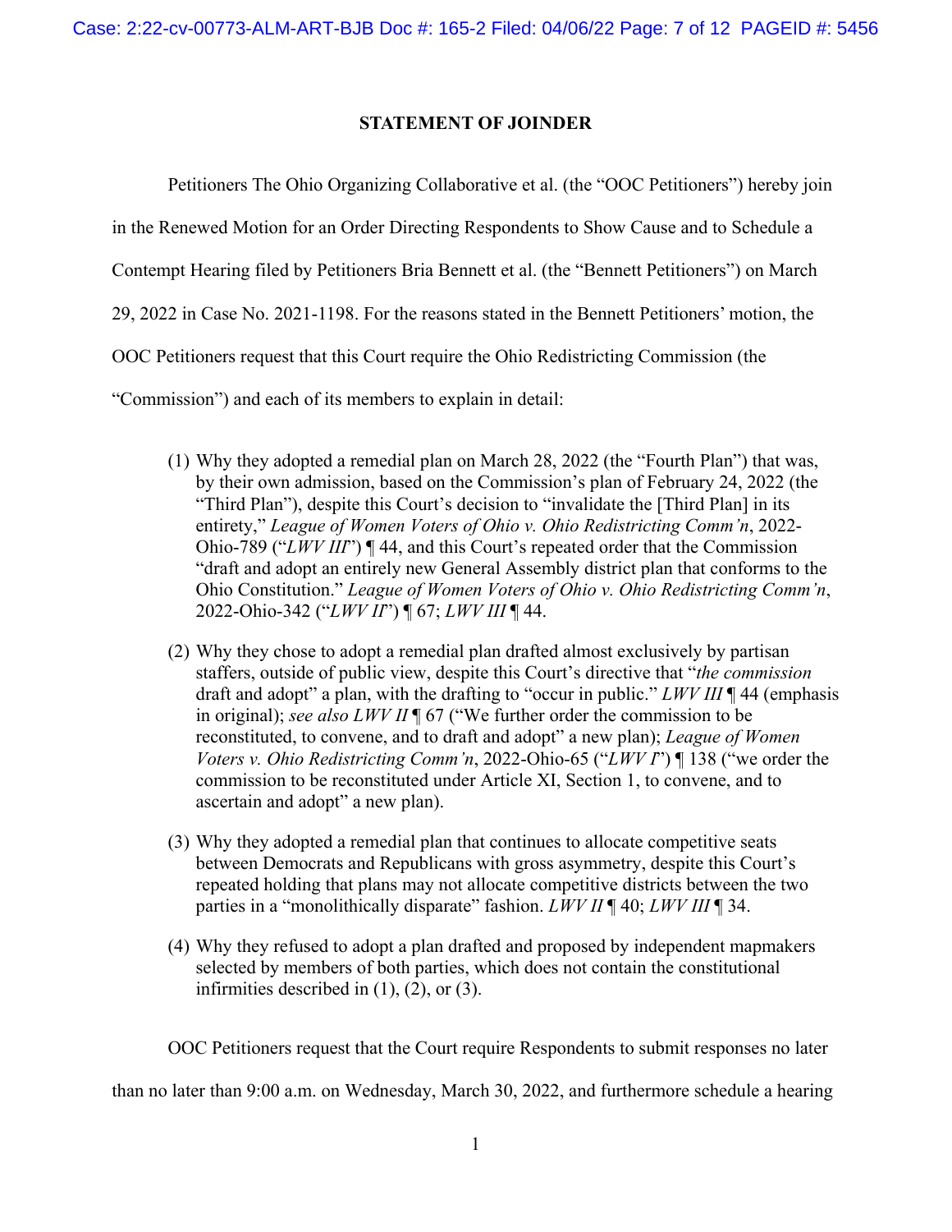## STATEMENT OF JOINDER

Petitioners The Ohio Organizing Collaborative et al. (the "OOC Petitioners") hereby join in the Renewed Motion for an Order Directing Respondents to Show Cause and to Schedule a Contempt Hearing filed by Petitioners Bria Bennett et al. (the "Bennett Petitioners") on March 29, 2022 in Case No. 2021-1198. For the reasons stated in the Bennett Petitioners' motion, the OOC Petitioners request that this Court require the Ohio Redistricting Commission (the "Commission") and each of its members to explain in detail:

(1) Why they adopted a remedial plan on March 28, 2022 (the "Fourth Plan") that was, by their own admission, based on the Commission's plan of February 24, 2022 (the "Third Plan"), despite this Court's decision to "invalidate the [Third Plan] in its entirety," *League of Women Voters of Ohio v. Ohio Redistricting Comm'n*, 2022-Ohio-789 ("*LWV III*") ¶ 44, and this Court's repeated order that the Commission "draft and adopt an entirely new General Assembly district plan that conforms to the Ohio Constitution." *League of Women Voters of Ohio v. Ohio Redistricting Comm'n*, 2022-Ohio-342 ("*LWV II*") ¶ 67; *LWV III* ¶ 44.

(2) Why they chose to adopt a remedial plan drafted almost exclusively by partisan staffers, outside of public view, despite this Court's directive that "*the commission* draft and adopt" a plan, with the drafting to "occur in public." *LWV III* ¶ 44 (emphasis in original); *see also LWV II* ¶ 67 ("We further order the commission to be reconstituted, to convene, and to draft and adopt" a new plan); *League of Women Voters v. Ohio Redistricting Comm'n*, 2022-Ohio-65 ("*LWV I*") ¶ 138 ("we order the commission to be reconstituted under Article XI, Section 1, to convene, and to ascertain and adopt" a new plan).

(3) Why they adopted a remedial plan that continues to allocate competitive seats between Democrats and Republicans with gross asymmetry, despite this Court's repeated holding that plans may not allocate competitive districts between the two parties in a "monolithically disparate" fashion. *LWV II* ¶ 40; *LWV III* ¶ 34.

(4) Why they refused to adopt a plan drafted and proposed by independent mapmakers selected by members of both parties, which does not contain the constitutional infirmities described in (1), (2), or (3).

OOC Petitioners request that the Court require Respondents to submit responses no later than no later than 9:00 a.m. on Wednesday, March 30, 2022, and furthermore schedule a hearing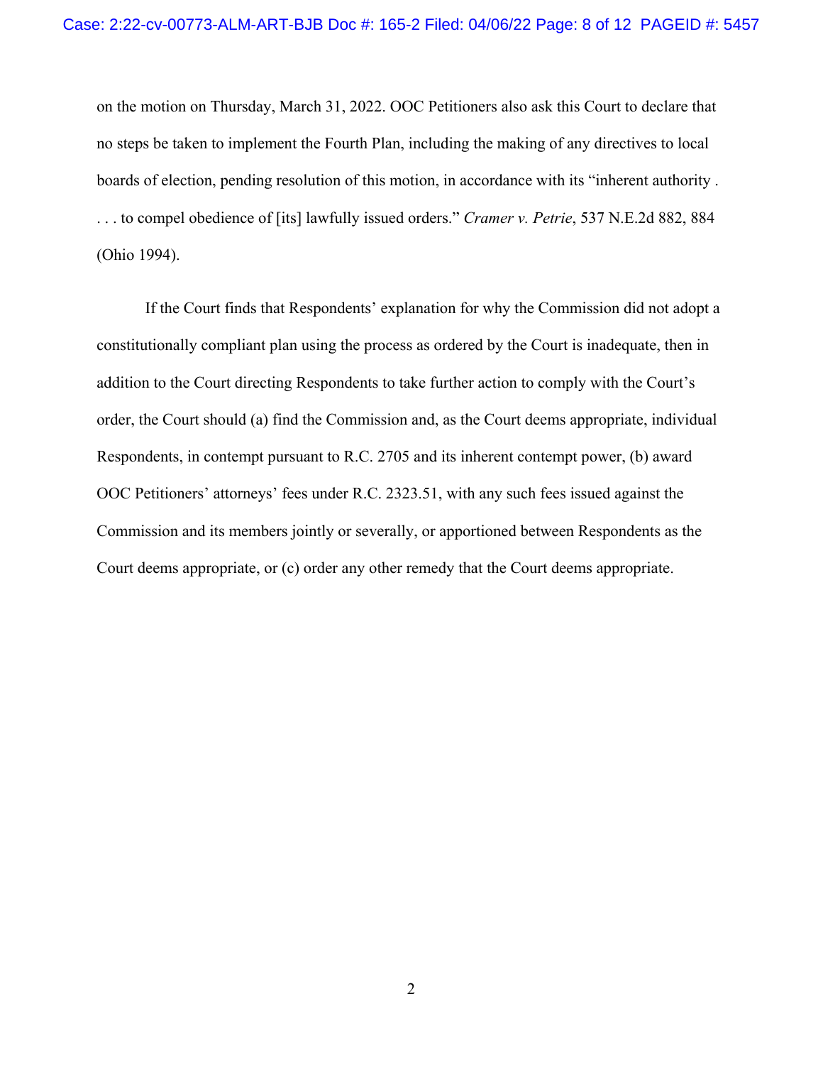on the motion on Thursday, March 31, 2022. OOC Petitioners also ask this Court to declare that no steps be taken to implement the Fourth Plan, including the making of any directives to local boards of election, pending resolution of this motion, in accordance with its "inherent authority . . . . to compel obedience of [its] lawfully issued orders." *Cramer v. Petrie*, 537 N.E.2d 882, 884 (Ohio 1994).

If the Court finds that Respondents' explanation for why the Commission did not adopt a constitutionally compliant plan using the process as ordered by the Court is inadequate, then in addition to the Court directing Respondents to take further action to comply with the Court's order, the Court should (a) find the Commission and, as the Court deems appropriate, individual Respondents, in contempt pursuant to R.C. 2705 and its inherent contempt power, (b) award OOC Petitioners' attorneys' fees under R.C. 2323.51, with any such fees issued against the Commission and its members jointly or severally, or apportioned between Respondents as the Court deems appropriate, or (c) order any other remedy that the Court deems appropriate.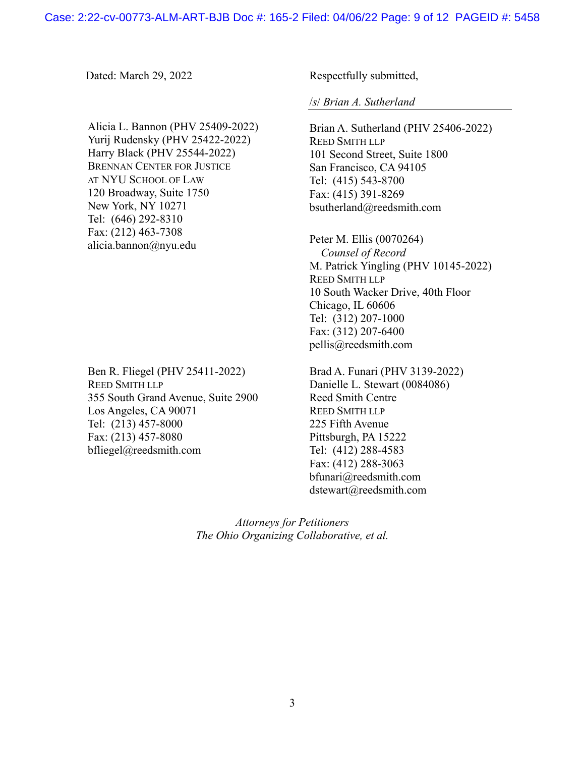Dated: March 29, 2022

Respectfully submitted,

/s/ *Brian A. Sutherland*

Brian A. Sutherland (PHV 25406-2022)
REED SMITH LLP
101 Second Street, Suite 1800
San Francisco, CA 94105
Tel: (415) 543-8700
Fax: (415) 391-8269
bsutherland@reedsmith.com

Peter M. Ellis (0070264)
*Counsel of Record*
M. Patrick Yingling (PHV 10145-2022)
REED SMITH LLP
10 South Wacker Drive, 40th Floor
Chicago, IL 60606
Tel: (312) 207-1000
Fax: (312) 207-6400
pellis@reedsmith.com

Brad A. Funari (PHV 3139-2022)
Danielle L. Stewart (0084086)
Reed Smith Centre
REED SMITH LLP
225 Fifth Avenue
Pittsburgh, PA 15222
Tel: (412) 288-4583
Fax: (412) 288-3063
bfunari@reedsmith.com
dstewart@reedsmith.com

Alicia L. Bannon (PHV 25409-2022)
Yurij Rudensky (PHV 25422-2022)
Harry Black (PHV 25544-2022)
BRENNAN CENTER FOR JUSTICE
AT NYU SCHOOL OF LAW
120 Broadway, Suite 1750
New York, NY 10271
Tel: (646) 292-8310
Fax: (212) 463-7308
alicia.bannon@nyu.edu

Ben R. Fliegel (PHV 25411-2022)
REED SMITH LLP
355 South Grand Avenue, Suite 2900
Los Angeles, CA 90071
Tel: (213) 457-8000
Fax: (213) 457-8080
bfliegel@reedsmith.com

*Attorneys for Petitioners*
*The Ohio Organizing Collaborative, et al.*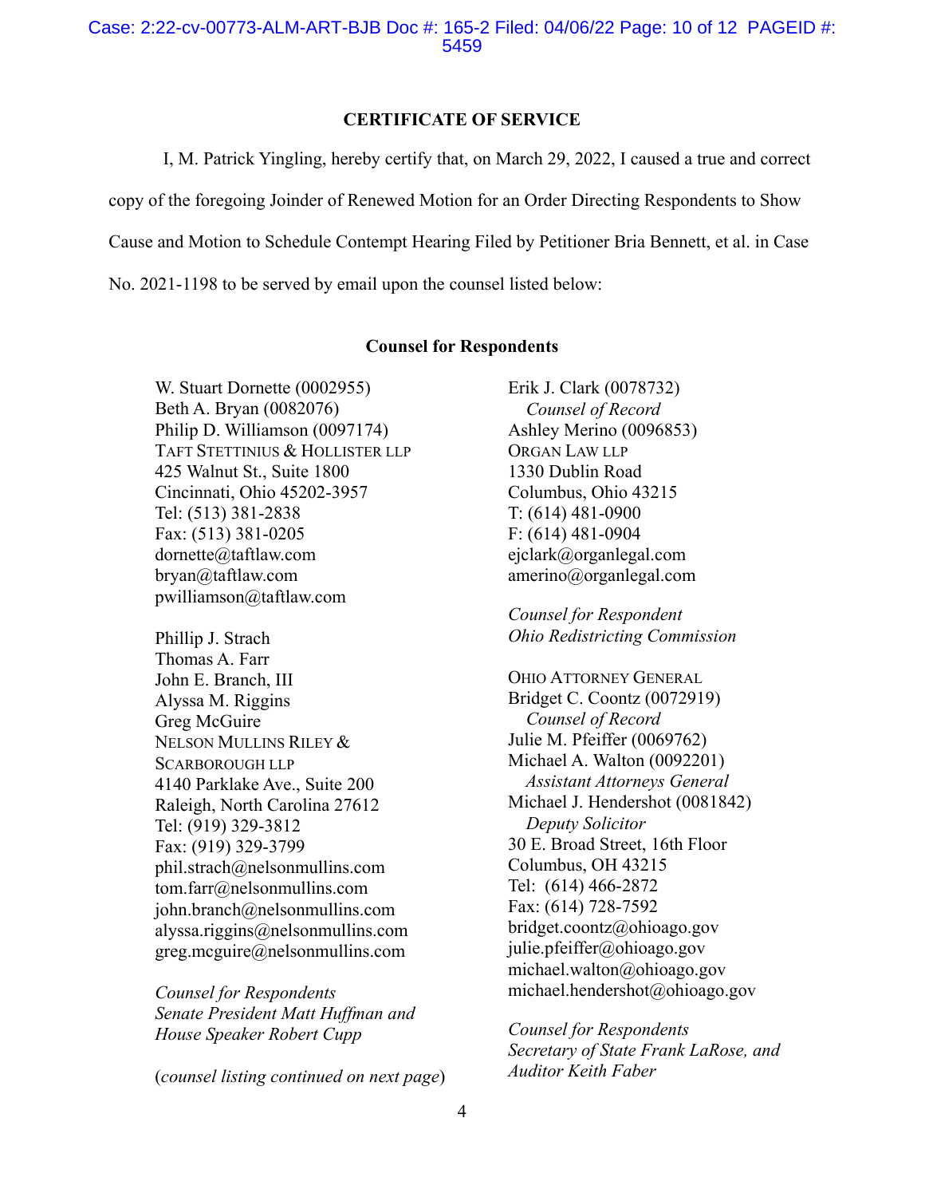## CERTIFICATE OF SERVICE

I, M. Patrick Yingling, hereby certify that, on March 29, 2022, I caused a true and correct copy of the foregoing Joinder of Renewed Motion for an Order Directing Respondents to Show Cause and Motion to Schedule Contempt Hearing Filed by Petitioner Bria Bennett, et al. in Case No. 2021-1198 to be served by email upon the counsel listed below:

### Counsel for Respondents

W. Stuart Dornette (0002955)
Beth A. Bryan (0082076)
Philip D. Williamson (0097174)
TAFT STETTINIUS & HOLLISTER LLP
425 Walnut St., Suite 1800
Cincinnati, Ohio 45202-3957
Tel: (513) 381-2838
Fax: (513) 381-0205
dornette@taftlaw.com
bryan@taftlaw.com
pwilliamson@taftlaw.com

Phillip J. Strach
Thomas A. Farr
John E. Branch, III
Alyssa M. Riggins
Greg McGuire
NELSON MULLINS RILEY & SCARBOROUGH LLP
4140 Parklake Ave., Suite 200
Raleigh, North Carolina 27612
Tel: (919) 329-3812
Fax: (919) 329-3799
phil.strach@nelsonmullins.com
tom.farr@nelsonmullins.com
john.branch@nelsonmullins.com
alyssa.riggins@nelsonmullins.com
greg.mcguire@nelsonmullins.com

*Counsel for Respondents*
*Senate President Matt Huffman and House Speaker Robert Cupp*

(*counsel listing continued on next page*)

Erik J. Clark (0078732)
*Counsel of Record*
Ashley Merino (0096853)
ORGAN LAW LLP
1330 Dublin Road
Columbus, Ohio 43215
T: (614) 481-0900
F: (614) 481-0904
ejclark@organlegal.com
amerino@organlegal.com

*Counsel for Respondent*
*Ohio Redistricting Commission*

OHIO ATTORNEY GENERAL
Bridget C. Coontz (0072919)
*Counsel of Record*
Julie M. Pfeiffer (0069762)
Michael A. Walton (0092201)
*Assistant Attorneys General*
Michael J. Hendershot (0081842)
*Deputy Solicitor*
30 E. Broad Street, 16th Floor
Columbus, OH 43215
Tel: (614) 466-2872
Fax: (614) 728-7592
bridget.coontz@ohioago.gov
julie.pfeiffer@ohioago.gov
michael.walton@ohioago.gov
michael.hendershot@ohioago.gov

*Counsel for Respondents*
*Secretary of State Frank LaRose, and Auditor Keith Faber*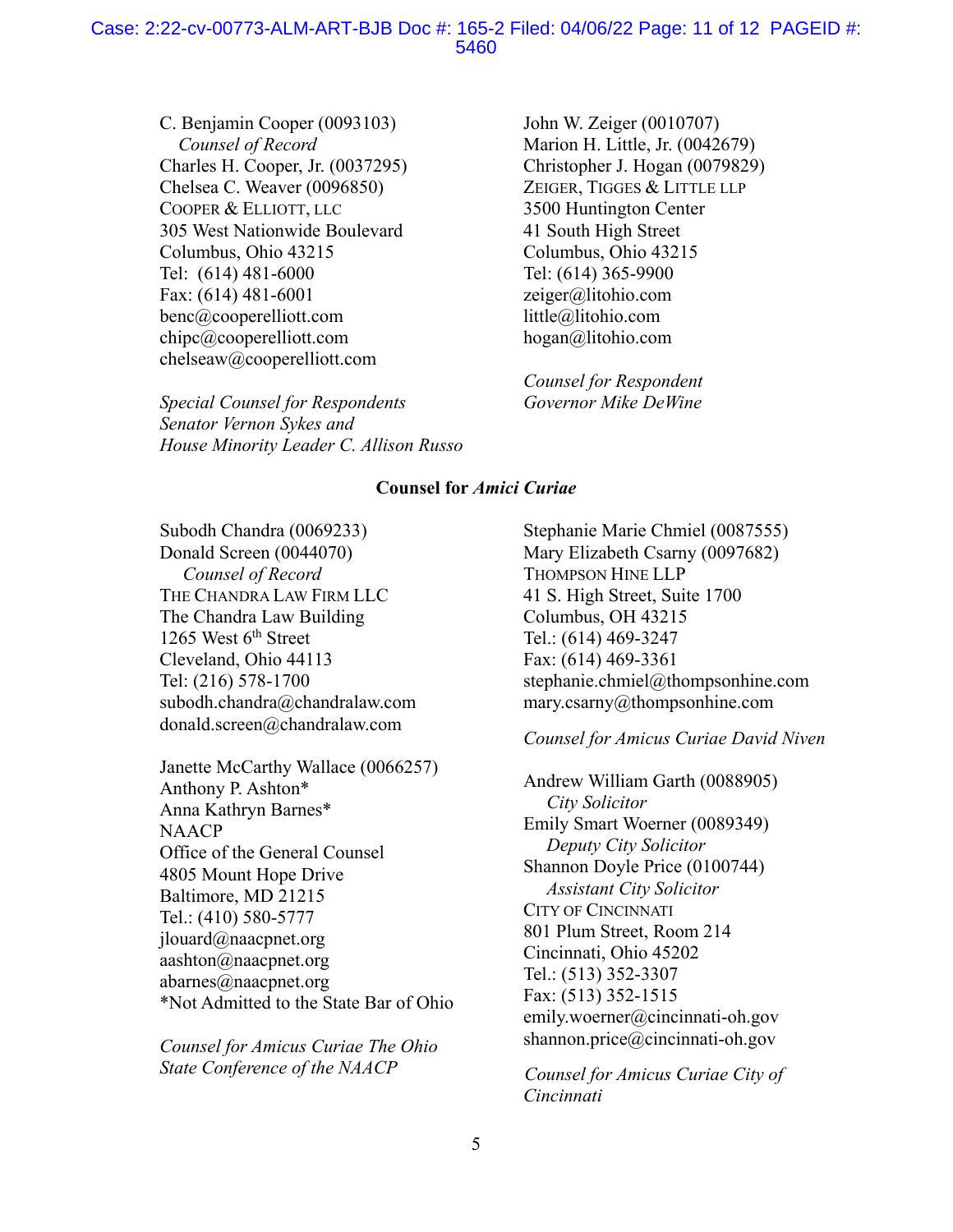C. Benjamin Cooper (0093103)
*Counsel of Record*
Charles H. Cooper, Jr. (0037295)
Chelsea C. Weaver (0096850)
COOPER & ELLIOTT, LLC
305 West Nationwide Boulevard
Columbus, Ohio 43215
Tel: (614) 481-6000
Fax: (614) 481-6001
benc@cooperelliott.com
chipc@cooperelliott.com
chelseaw@cooperelliott.com

*Special Counsel for Respondents Senator Vernon Sykes and House Minority Leader C. Allison Russo*

John W. Zeiger (0010707)
Marion H. Little, Jr. (0042679)
Christopher J. Hogan (0079829)
ZEIGER, TIGGES & LITTLE LLP
3500 Huntington Center
41 South High Street
Columbus, Ohio 43215
Tel: (614) 365-9900
zeiger@litohio.com
little@litohio.com
hogan@litohio.com

*Counsel for Respondent Governor Mike DeWine*

**Counsel for *Amici Curiae***

Subodh Chandra (0069233)
Donald Screen (0044070)
*Counsel of Record*
THE CHANDRA LAW FIRM LLC
The Chandra Law Building
1265 West 6th Street
Cleveland, Ohio 44113
Tel: (216) 578-1700
subodh.chandra@chandralaw.com
donald.screen@chandralaw.com

Janette McCarthy Wallace (0066257)
Anthony P. Ashton*
Anna Kathryn Barnes*
NAACP
Office of the General Counsel
4805 Mount Hope Drive
Baltimore, MD 21215
Tel.: (410) 580-5777
jlouard@naacpnet.org
aashton@naacpnet.org
abarnes@naacpnet.org
*Not Admitted to the State Bar of Ohio

*Counsel for Amicus Curiae The Ohio State Conference of the NAACP*

Stephanie Marie Chmiel (0087555)
Mary Elizabeth Csarny (0097682)
THOMPSON HINE LLP
41 S. High Street, Suite 1700
Columbus, OH 43215
Tel.: (614) 469-3247
Fax: (614) 469-3361
stephanie.chmiel@thompsonhine.com
mary.csarny@thompsonhine.com

*Counsel for Amicus Curiae David Niven*

Andrew William Garth (0088905)
*City Solicitor*
Emily Smart Woerner (0089349)
*Deputy City Solicitor*
Shannon Doyle Price (0100744)
*Assistant City Solicitor*
CITY OF CINCINNATI
801 Plum Street, Room 214
Cincinnati, Ohio 45202
Tel.: (513) 352-3307
Fax: (513) 352-1515
emily.woerner@cincinnati-oh.gov
shannon.price@cincinnati-oh.gov

*Counsel for Amicus Curiae City of Cincinnati*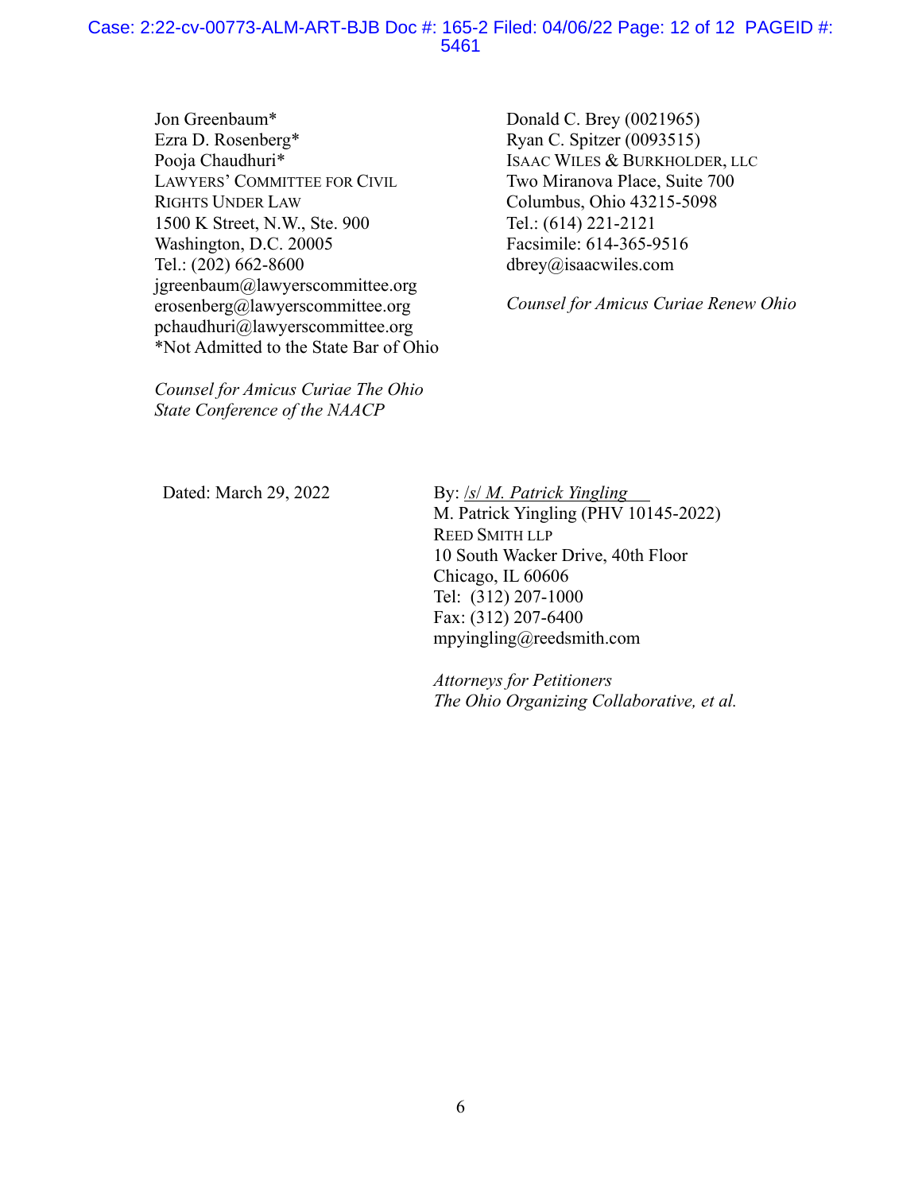Jon Greenbaum*
Ezra D. Rosenberg*
Pooja Chaudhuri*
LAWYERS' COMMITTEE FOR CIVIL RIGHTS UNDER LAW
1500 K Street, N.W., Ste. 900
Washington, D.C. 20005
Tel.: (202) 662-8600
jgreenbaum@lawyerscommittee.org
erosenberg@lawyerscommittee.org
pchaudhuri@lawyerscommittee.org
*Not Admitted to the State Bar of Ohio

*Counsel for Amicus Curiae The Ohio State Conference of the NAACP*

Donald C. Brey (0021965)
Ryan C. Spitzer (0093515)
ISAAC WILES & BURKHOLDER, LLC
Two Miranova Place, Suite 700
Columbus, Ohio 43215-5098
Tel.: (614) 221-2121
Facsimile: 614-365-9516
dbrey@isaacwiles.com

*Counsel for Amicus Curiae Renew Ohio*

Dated: March 29, 2022

By: /s/ *M. Patrick Yingling*
M. Patrick Yingling (PHV 10145-2022)
REED SMITH LLP
10 South Wacker Drive, 40th Floor
Chicago, IL 60606
Tel: (312) 207-1000
Fax: (312) 207-6400
mpyingling@reedsmith.com

*Attorneys for Petitioners*
*The Ohio Organizing Collaborative, et al.*